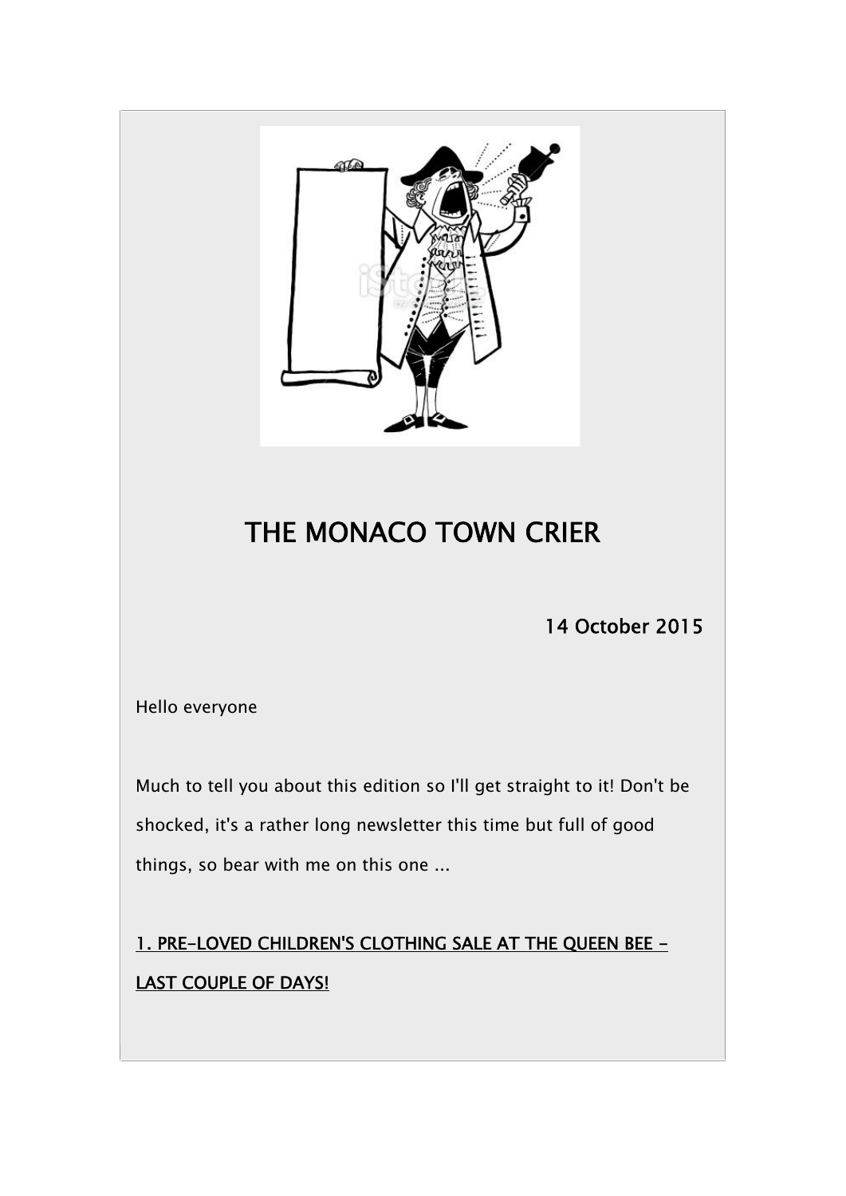# THE MONACO TOWN CRIER

14 October 2015

Hello everyone

Much to tell you about this edition so I'll get straight to it! Don't be shocked, it's a rather long newsletter this time but full of good things, so bear with me on this one ...

## 1. PRE-LOVED CHILDREN'S CLOTHING SALE AT THE QUEEN BEE - LAST COUPLE OF DAYS!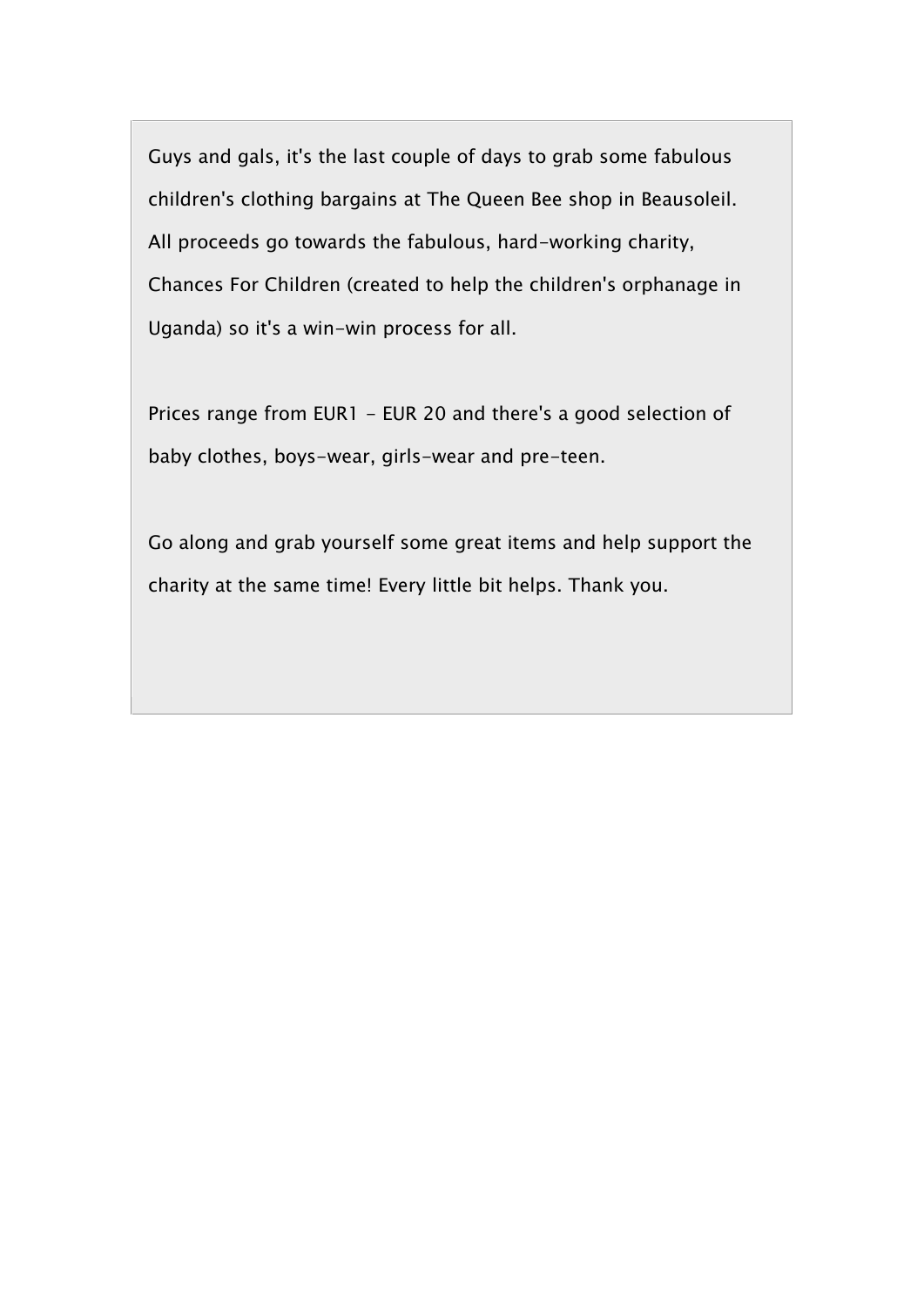Guys and gals, it's the last couple of days to grab some fabulous children's clothing bargains at The Queen Bee shop in Beausoleil. All proceeds go towards the fabulous, hard-working charity, Chances For Children (created to help the children's orphanage in Uganda) so it's a win-win process for all.

Prices range from EUR1 - EUR 20 and there's a good selection of baby clothes, boys-wear, girls-wear and pre-teen.

Go along and grab yourself some great items and help support the charity at the same time! Every little bit helps. Thank you.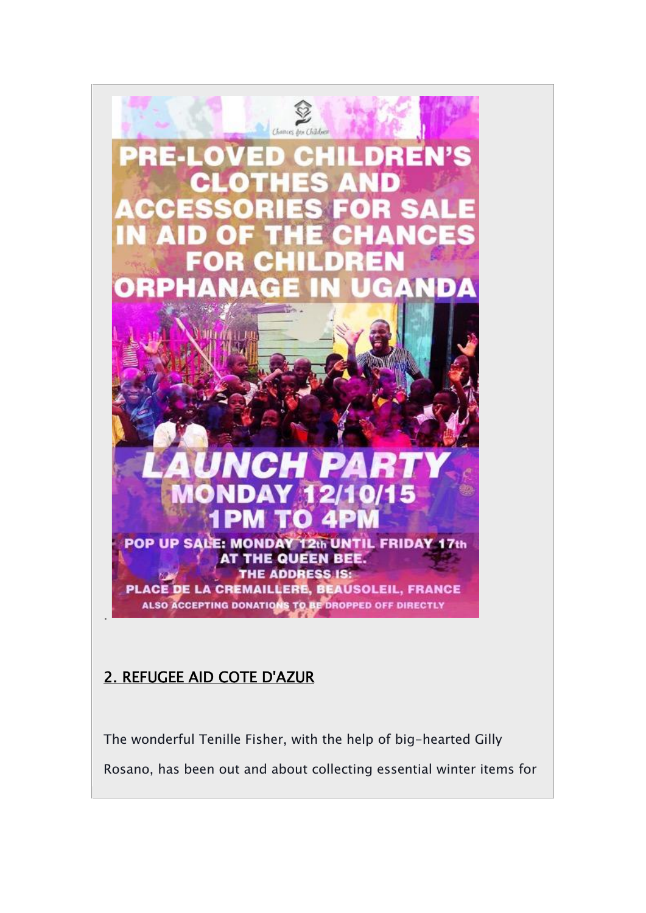PRE-LOVED CHILDREN'S CLOTHES AND ACCESSORIES FOR SALE IN AID OF THE CHANCES FOR CHILDREN ORPHANAGE IN UGANDA

LAUNCH PARTY MONDAY 12/10/15 1PM TO 4PM

POP UP SALE: MONDAY 12th UNTIL FRIDAY 17th AT THE QUEEN BEE.
THE ADDRESS IS:
PLACE DE LA CREMAILLERE, BEAUSOLEIL, FRANCE
ALSO ACCEPTING DONATIONS TO BE DROPPED OFF DIRECTLY

## 2. REFUGEE AID COTE D'AZUR

The wonderful Tenille Fisher, with the help of big-hearted Gilly Rosano, has been out and about collecting essential winter items for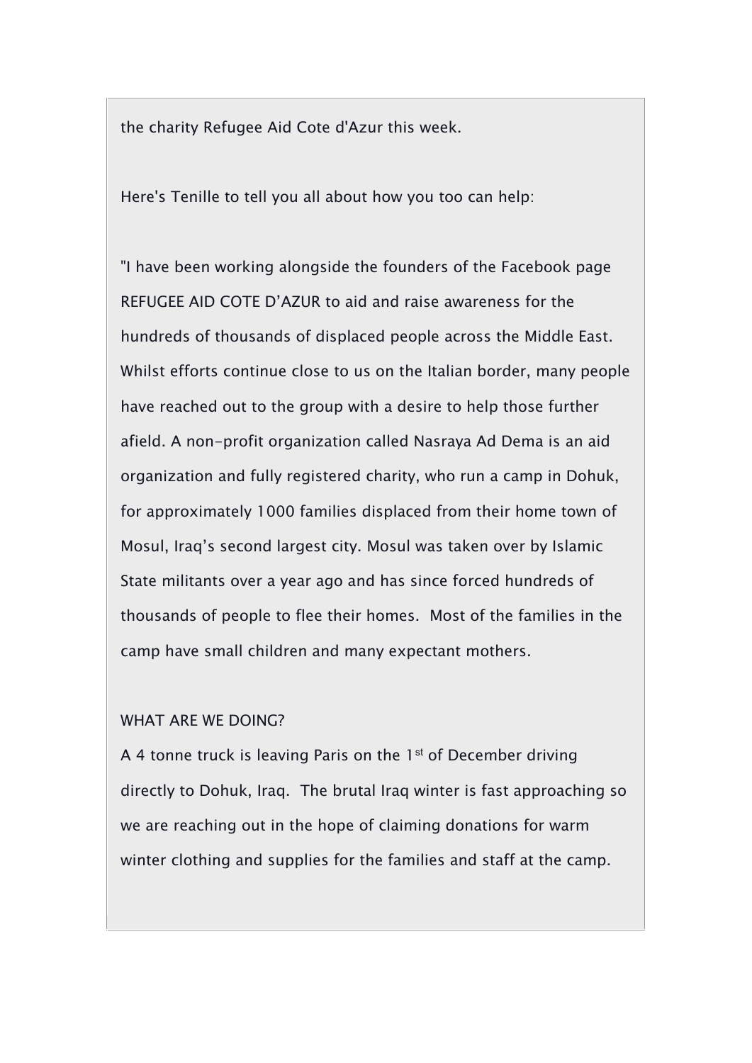the charity Refugee Aid Cote d'Azur this week.

Here's Tenille to tell you all about how you too can help:

"I have been working alongside the founders of the Facebook page REFUGEE AID COTE D'AZUR to aid and raise awareness for the hundreds of thousands of displaced people across the Middle East. Whilst efforts continue close to us on the Italian border, many people have reached out to the group with a desire to help those further afield. A non-profit organization called Nasraya Ad Dema is an aid organization and fully registered charity, who run a camp in Dohuk, for approximately 1000 families displaced from their home town of Mosul, Iraq's second largest city. Mosul was taken over by Islamic State militants over a year ago and has since forced hundreds of thousands of people to flee their homes. Most of the families in the camp have small children and many expectant mothers.

WHAT ARE WE DOING?

A 4 tonne truck is leaving Paris on the 1st of December driving directly to Dohuk, Iraq. The brutal Iraq winter is fast approaching so we are reaching out in the hope of claiming donations for warm winter clothing and supplies for the families and staff at the camp.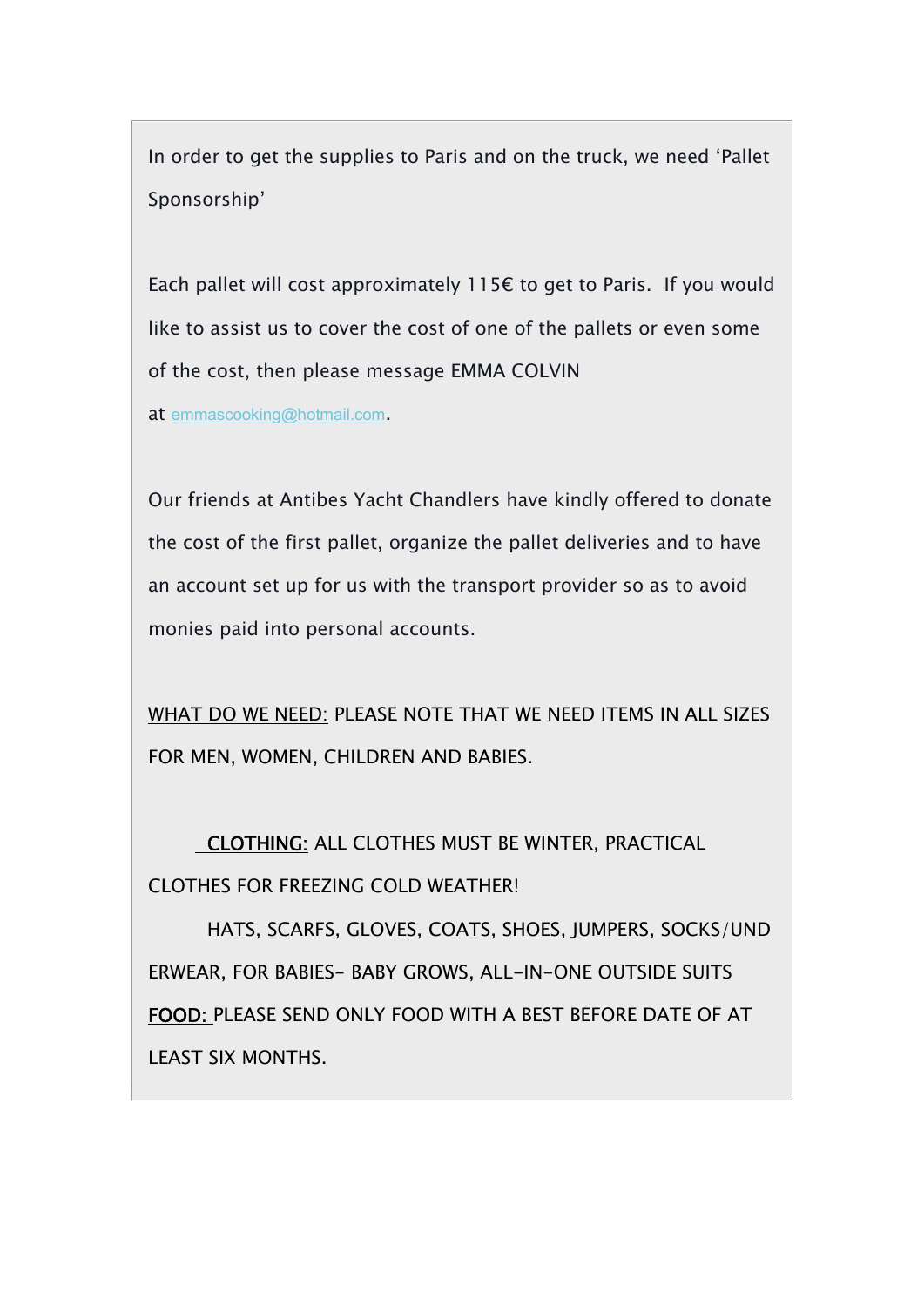In order to get the supplies to Paris and on the truck, we need 'Pallet Sponsorship'

Each pallet will cost approximately 115€ to get to Paris. If you would like to assist us to cover the cost of one of the pallets or even some of the cost, then please message EMMA COLVIN at emmascooking@hotmail.com.

Our friends at Antibes Yacht Chandlers have kindly offered to donate the cost of the first pallet, organize the pallet deliveries and to have an account set up for us with the transport provider so as to avoid monies paid into personal accounts.

<u>WHAT DO WE NEED:</u> PLEASE NOTE THAT WE NEED ITEMS IN ALL SIZES FOR MEN, WOMEN, CHILDREN AND BABIES.

<u>CLOTHING:</u> ALL CLOTHES MUST BE WINTER, PRACTICAL CLOTHES FOR FREEZING COLD WEATHER!

HATS, SCARFS, GLOVES, COATS, SHOES, JUMPERS, SOCKS/UNDERWEAR, FOR BABIES- BABY GROWS, ALL-IN-ONE OUTSIDE SUITS

<u>FOOD:</u> PLEASE SEND ONLY FOOD WITH A BEST BEFORE DATE OF AT LEAST SIX MONTHS.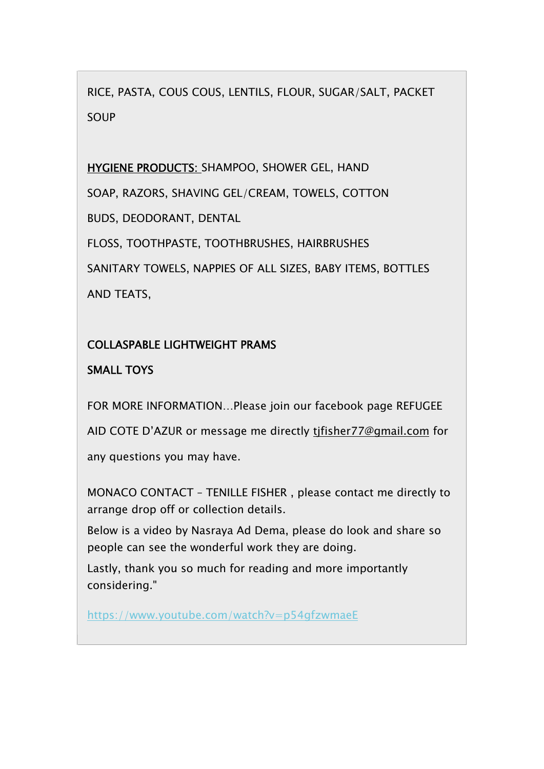RICE, PASTA, COUS COUS, LENTILS, FLOUR, SUGAR/SALT, PACKET SOUP

HYGIENE PRODUCTS: SHAMPOO, SHOWER GEL, HAND SOAP, RAZORS, SHAVING GEL/CREAM, TOWELS, COTTON BUDS, DEODORANT, DENTAL FLOSS, TOOTHPASTE, TOOTHBRUSHES, HAIRBRUSHES SANITARY TOWELS, NAPPIES OF ALL SIZES, BABY ITEMS, BOTTLES AND TEATS,

COLLASPABLE LIGHTWEIGHT PRAMS

SMALL TOYS

FOR MORE INFORMATION…Please join our facebook page REFUGEE AID COTE D'AZUR or message me directly tjfisher77@gmail.com for any questions you may have.

MONACO CONTACT – TENILLE FISHER , please contact me directly to arrange drop off or collection details.

Below is a video by Nasraya Ad Dema, please do look and share so people can see the wonderful work they are doing.

Lastly, thank you so much for reading and more importantly considering."

https://www.youtube.com/watch?v=p54gfzwmaeE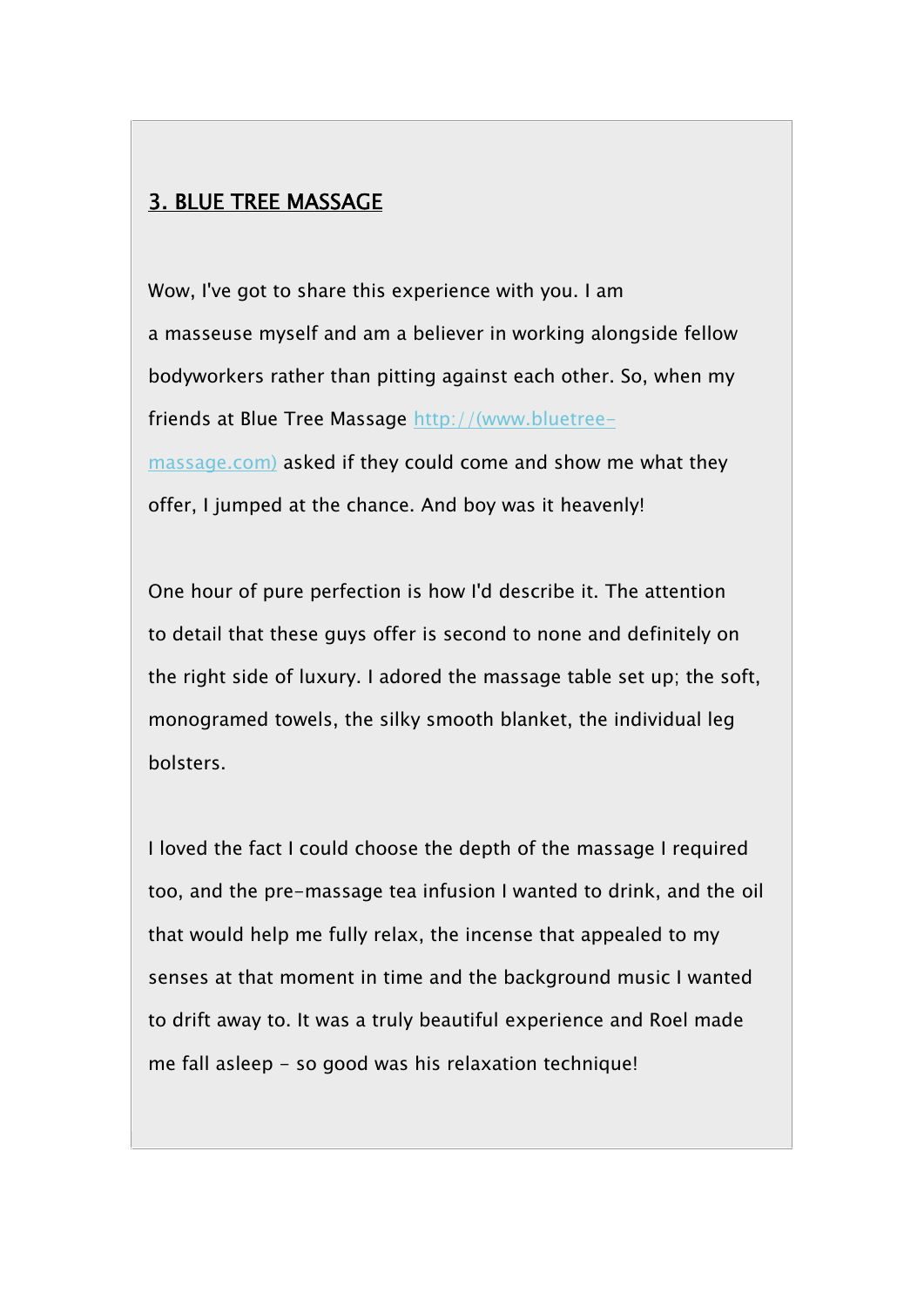## 3. BLUE TREE MASSAGE

Wow, I've got to share this experience with you. I am a masseuse myself and am a believer in working alongside fellow bodyworkers rather than pitting against each other. So, when my friends at Blue Tree Massage http://(www.bluetree-massage.com) asked if they could come and show me what they offer, I jumped at the chance. And boy was it heavenly!

One hour of pure perfection is how I'd describe it. The attention to detail that these guys offer is second to none and definitely on the right side of luxury. I adored the massage table set up; the soft, monogramed towels, the silky smooth blanket, the individual leg bolsters.

I loved the fact I could choose the depth of the massage I required too, and the pre-massage tea infusion I wanted to drink, and the oil that would help me fully relax, the incense that appealed to my senses at that moment in time and the background music I wanted to drift away to. It was a truly beautiful experience and Roel made me fall asleep - so good was his relaxation technique!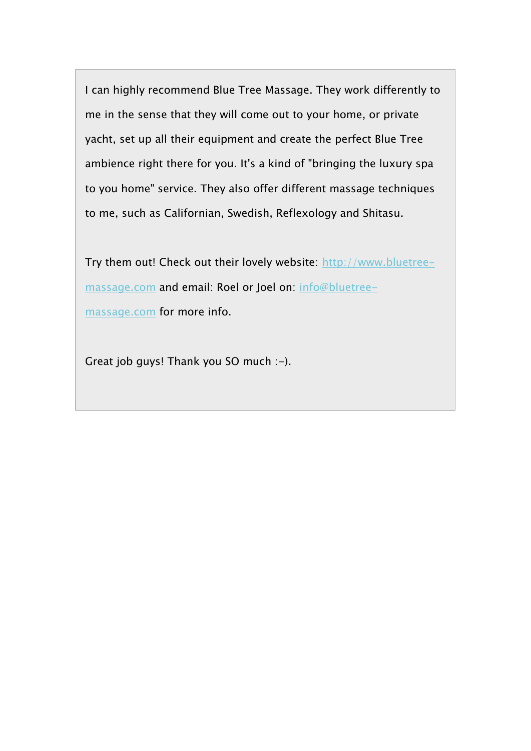I can highly recommend Blue Tree Massage. They work differently to me in the sense that they will come out to your home, or private yacht, set up all their equipment and create the perfect Blue Tree ambience right there for you. It's a kind of "bringing the luxury spa to you home" service. They also offer different massage techniques to me, such as Californian, Swedish, Reflexology and Shitasu.

Try them out! Check out their lovely website: [http://www.bluetree-massage.com](http://www.bluetree-massage.com) and email: Roel or Joel on: [info@bluetree-massage.com](mailto:info@bluetree-massage.com) for more info.

Great job guys! Thank you SO much :-).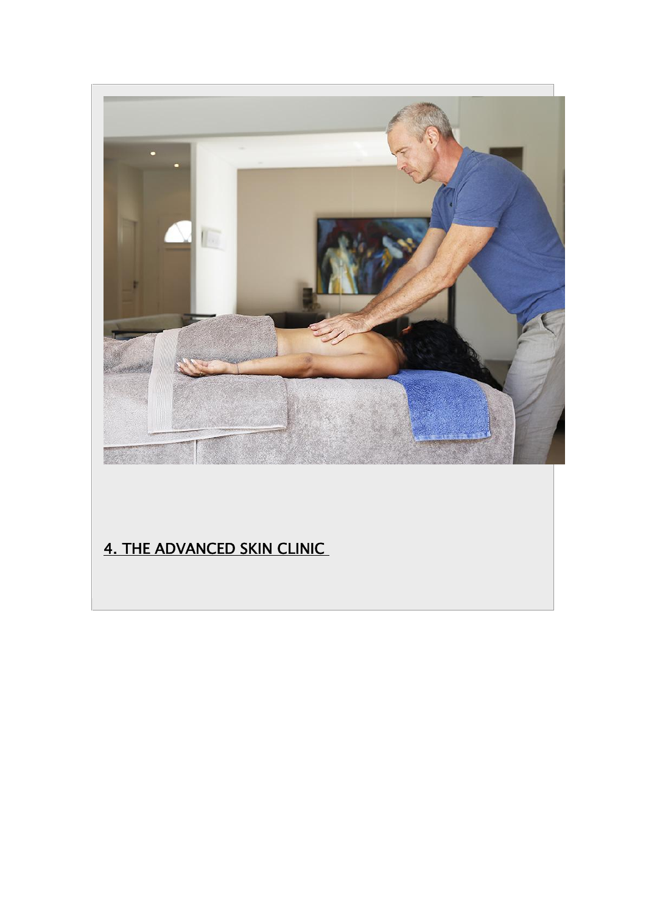4. THE ADVANCED SKIN CLINIC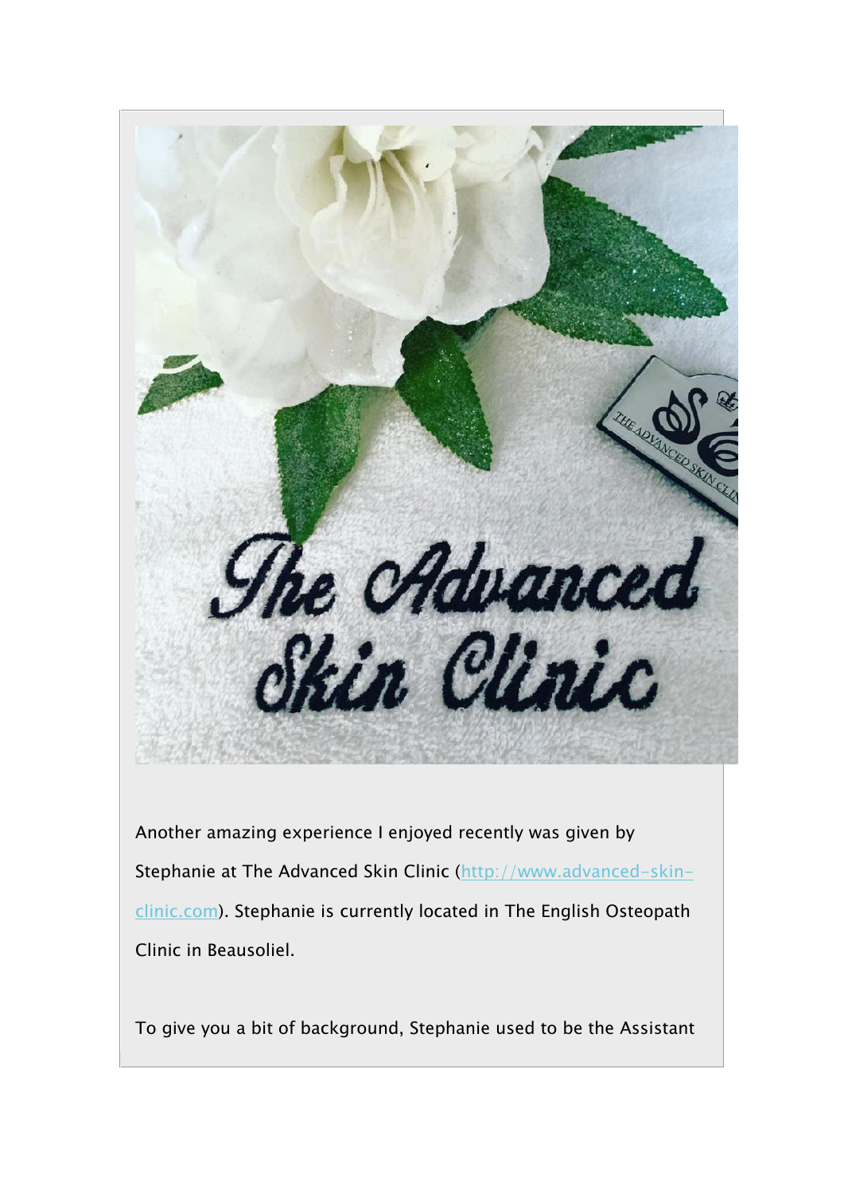Another amazing experience I enjoyed recently was given by Stephanie at The Advanced Skin Clinic (http://www.advanced-skin-clinic.com). Stephanie is currently located in The English Osteopath Clinic in Beausoliel.

To give you a bit of background, Stephanie used to be the Assistant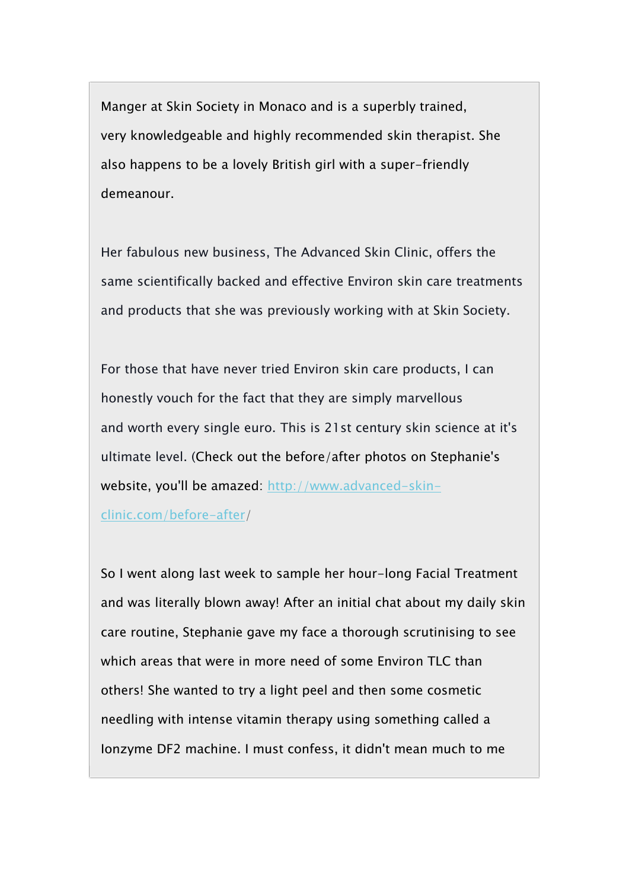Manger at Skin Society in Monaco and is a superbly trained, very knowledgeable and highly recommended skin therapist. She also happens to be a lovely British girl with a super-friendly demeanour.

Her fabulous new business, The Advanced Skin Clinic, offers the same scientifically backed and effective Environ skin care treatments and products that she was previously working with at Skin Society.

For those that have never tried Environ skin care products, I can honestly vouch for the fact that they are simply marvellous and worth every single euro. This is 21st century skin science at it's ultimate level. (Check out the before/after photos on Stephanie's website, you'll be amazed: [http://www.advanced-skin-clinic.com/before-after](http://www.advanced-skin-clinic.com/before-after)/

So I went along last week to sample her hour-long Facial Treatment and was literally blown away! After an initial chat about my daily skin care routine, Stephanie gave my face a thorough scrutinising to see which areas that were in more need of some Environ TLC than others! She wanted to try a light peel and then some cosmetic needling with intense vitamin therapy using something called a Ionzyme DF2 machine. I must confess, it didn't mean much to me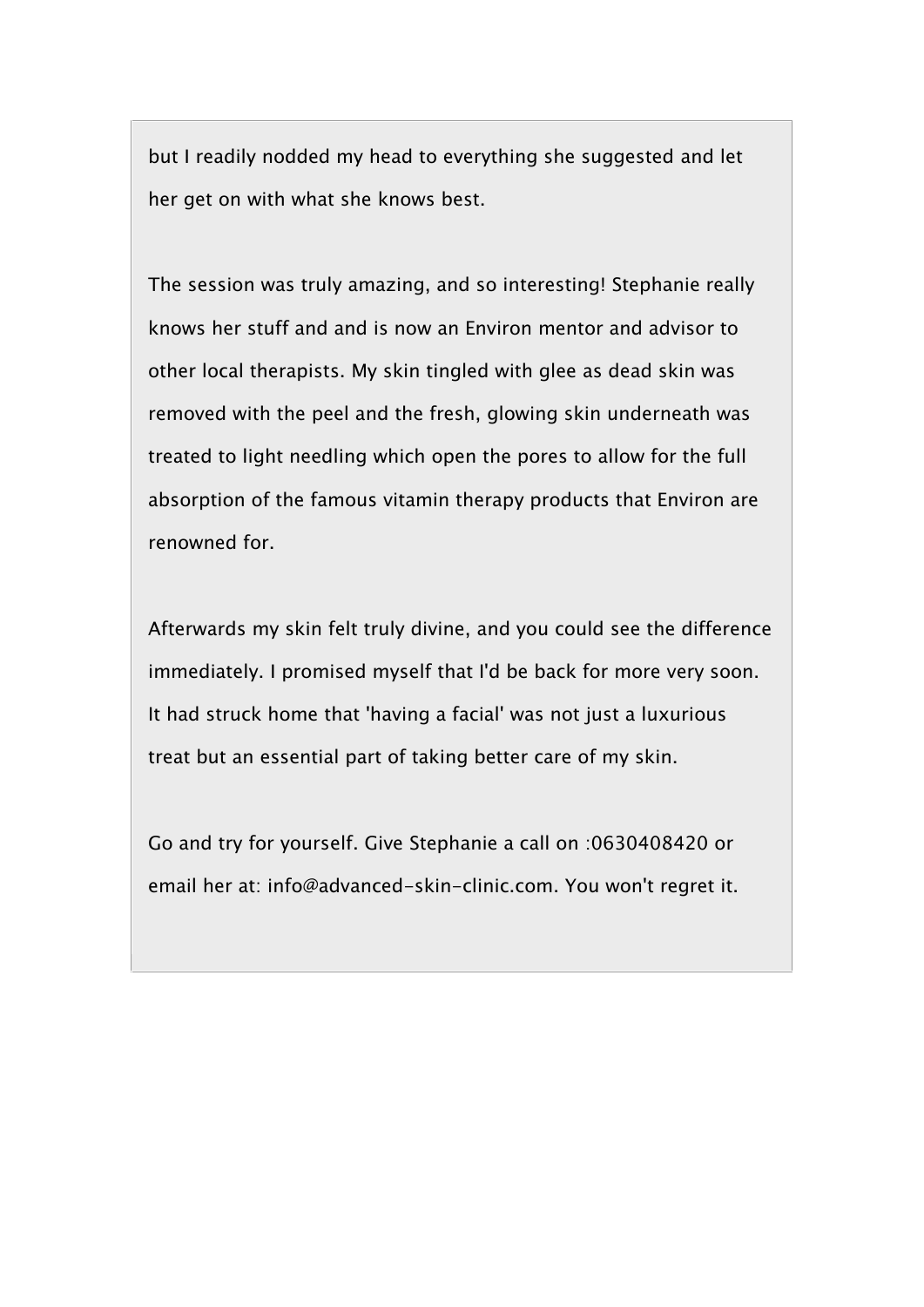but I readily nodded my head to everything she suggested and let her get on with what she knows best.

The session was truly amazing, and so interesting! Stephanie really knows her stuff and and is now an Environ mentor and advisor to other local therapists. My skin tingled with glee as dead skin was removed with the peel and the fresh, glowing skin underneath was treated to light needling which open the pores to allow for the full absorption of the famous vitamin therapy products that Environ are renowned for.

Afterwards my skin felt truly divine, and you could see the difference immediately. I promised myself that I'd be back for more very soon. It had struck home that 'having a facial' was not just a luxurious treat but an essential part of taking better care of my skin.

Go and try for yourself. Give Stephanie a call on :0630408420 or email her at: info@advanced-skin-clinic.com. You won't regret it.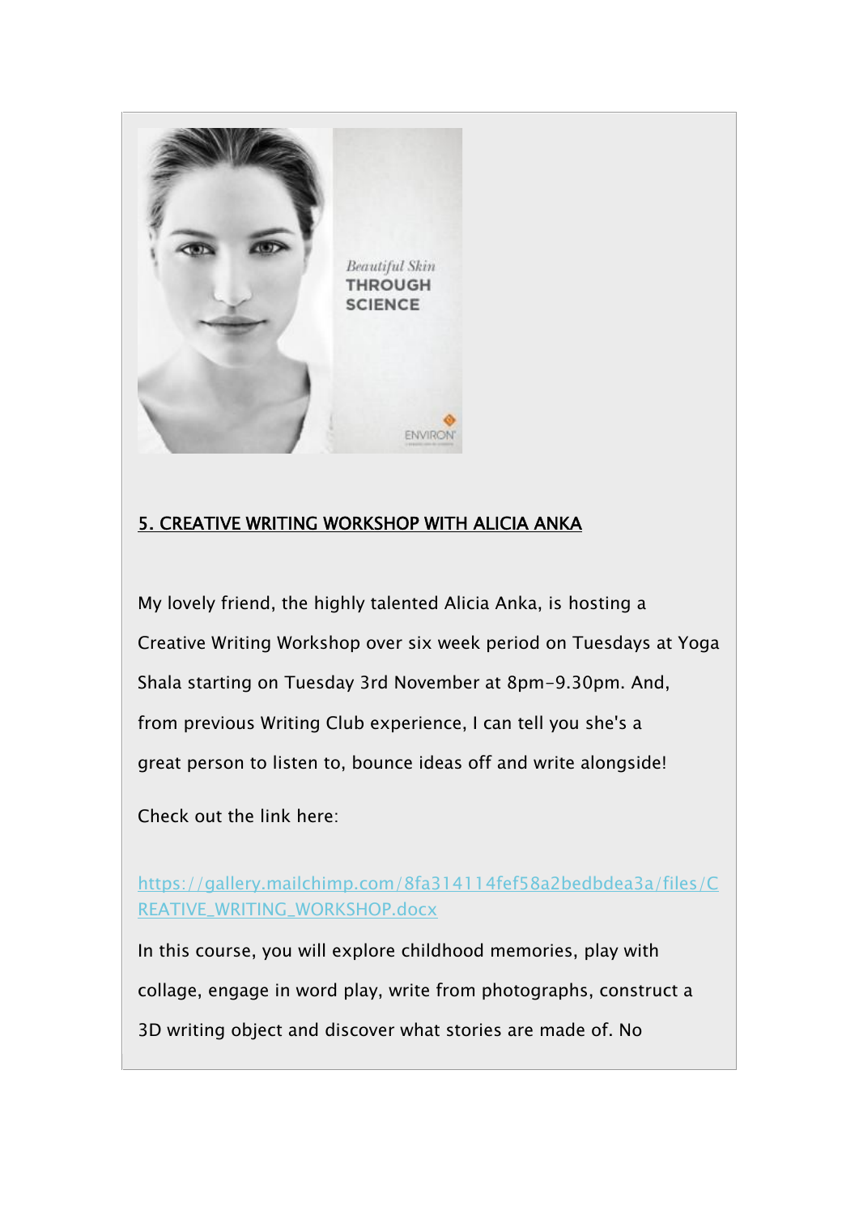## 5. CREATIVE WRITING WORKSHOP WITH ALICIA ANKA

My lovely friend, the highly talented Alicia Anka, is hosting a Creative Writing Workshop over six week period on Tuesdays at Yoga Shala starting on Tuesday 3rd November at 8pm-9.30pm. And, from previous Writing Club experience, I can tell you she's a great person to listen to, bounce ideas off and write alongside!

Check out the link here:

https://gallery.mailchimp.com/8fa314114fef58a2bedbdea3a/files/CREATIVE_WRITING_WORKSHOP.docx

In this course, you will explore childhood memories, play with collage, engage in word play, write from photographs, construct a 3D writing object and discover what stories are made of. No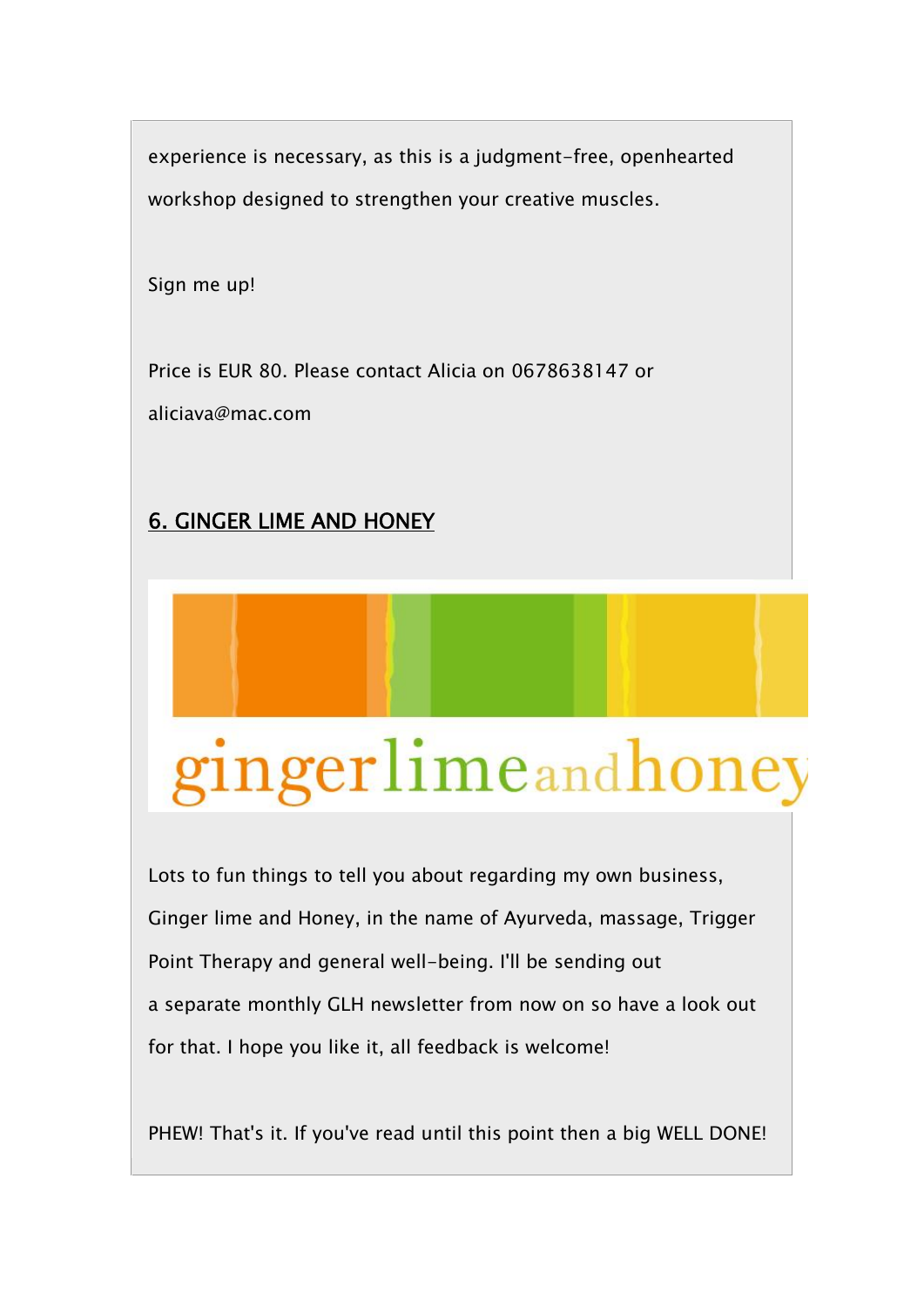experience is necessary, as this is a judgment-free, openhearted workshop designed to strengthen your creative muscles.

Sign me up!

Price is EUR 80. Please contact Alicia on 0678638147 or aliciava@mac.com

## 6. GINGER LIME AND HONEY

Lots to fun things to tell you about regarding my own business, Ginger lime and Honey, in the name of Ayurveda, massage, Trigger Point Therapy and general well-being. I'll be sending out a separate monthly GLH newsletter from now on so have a look out for that. I hope you like it, all feedback is welcome!

PHEW! That's it. If you've read until this point then a big WELL DONE!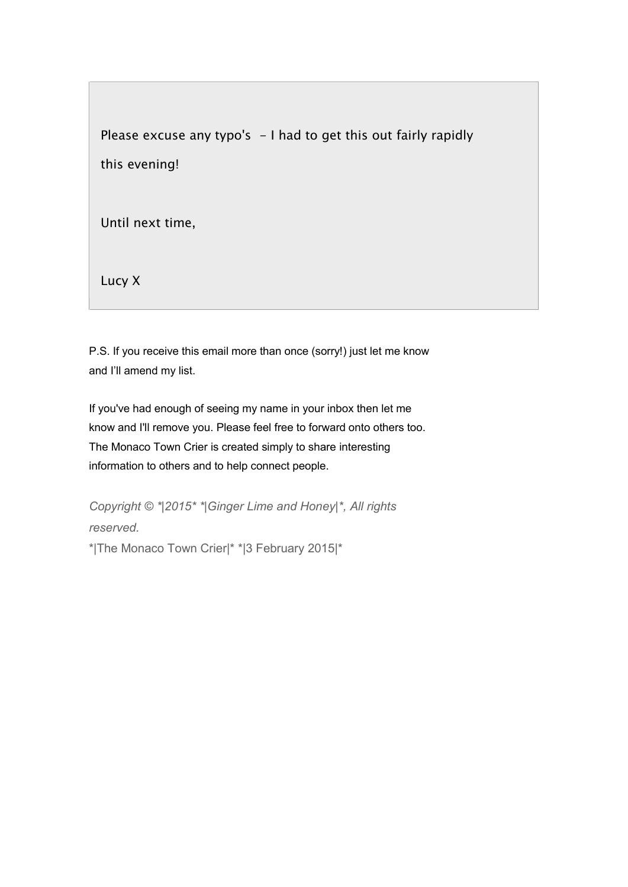Please excuse any typo's - I had to get this out fairly rapidly this evening!

Until next time,

Lucy X

P.S. If you receive this email more than once (sorry!) just let me know and I'll amend my list.

If you've had enough of seeing my name in your inbox then let me know and I'll remove you. Please feel free to forward onto others too. The Monaco Town Crier is created simply to share interesting information to others and to help connect people.

*Copyright © *|2015* *|Ginger Lime and Honey|*, All rights reserved.*

*|The Monaco Town Crier|* *|3 February 2015|*